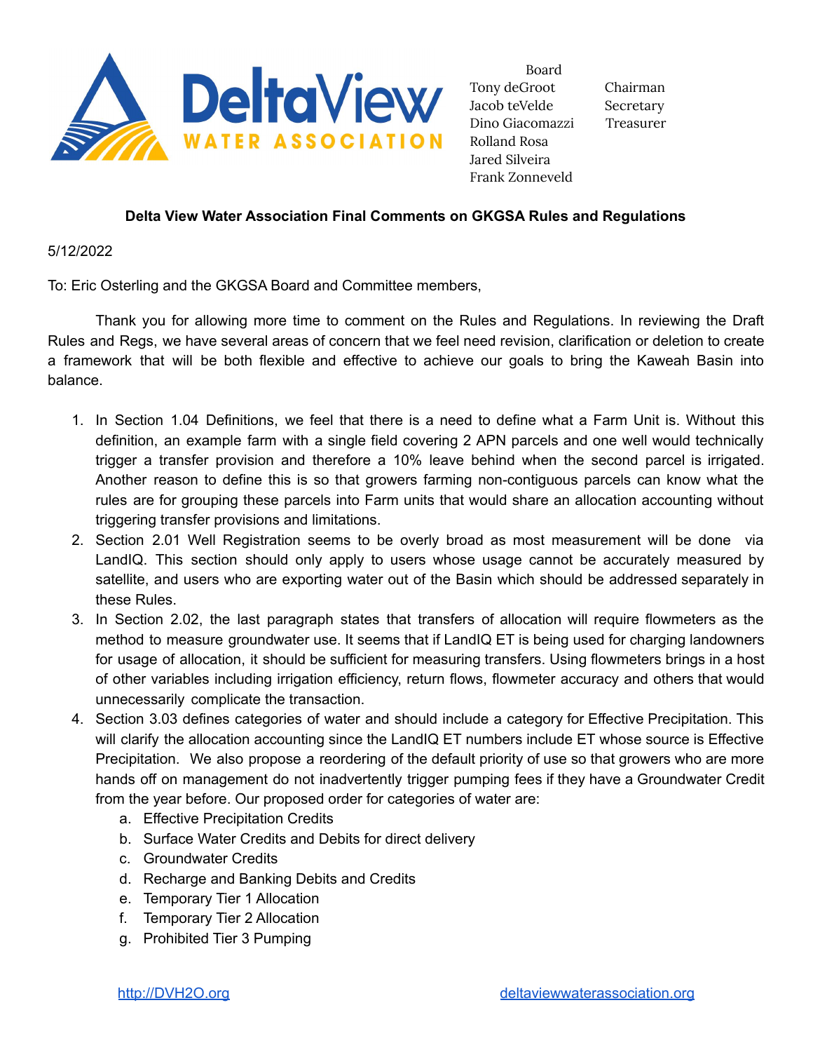DeltaView WATER ASSOCIATION

| Board | |
|---|---|
| Tony deGroot | Chairman |
| Jacob teVelde | Secretary |
| Dino Giacomazzi | Treasurer |
| Rolland Rosa | |
| Jared Silveira | |
| Frank Zonneveld | |

**Delta View Water Association Final Comments on GKGSA Rules and Regulations**

5/12/2022

To: Eric Osterling and the GKGSA Board and Committee members,

Thank you for allowing more time to comment on the Rules and Regulations. In reviewing the Draft Rules and Regs, we have several areas of concern that we feel need revision, clarification or deletion to create a framework that will be both flexible and effective to achieve our goals to bring the Kaweah Basin into balance.

1. In Section 1.04 Definitions, we feel that there is a need to define what a Farm Unit is. Without this definition, an example farm with a single field covering 2 APN parcels and one well would technically trigger a transfer provision and therefore a 10% leave behind when the second parcel is irrigated. Another reason to define this is so that growers farming non-contiguous parcels can know what the rules are for grouping these parcels into Farm units that would share an allocation accounting without triggering transfer provisions and limitations.
2. Section 2.01 Well Registration seems to be overly broad as most measurement will be done via LandIQ. This section should only apply to users whose usage cannot be accurately measured by satellite, and users who are exporting water out of the Basin which should be addressed separately in these Rules.
3. In Section 2.02, the last paragraph states that transfers of allocation will require flowmeters as the method to measure groundwater use. It seems that if LandIQ ET is being used for charging landowners for usage of allocation, it should be sufficient for measuring transfers. Using flowmeters brings in a host of other variables including irrigation efficiency, return flows, flowmeter accuracy and others that would unnecessarily complicate the transaction.
4. Section 3.03 defines categories of water and should include a category for Effective Precipitation. This will clarify the allocation accounting since the LandIQ ET numbers include ET whose source is Effective Precipitation. We also propose a reordering of the default priority of use so that growers who are more hands off on management do not inadvertently trigger pumping fees if they have a Groundwater Credit from the year before. Our proposed order for categories of water are:
   a. Effective Precipitation Credits
   b. Surface Water Credits and Debits for direct delivery
   c. Groundwater Credits
   d. Recharge and Banking Debits and Credits
   e. Temporary Tier 1 Allocation
   f. Temporary Tier 2 Allocation
   g. Prohibited Tier 3 Pumping

http://DVH2O.org deltaviewwaterassociation.org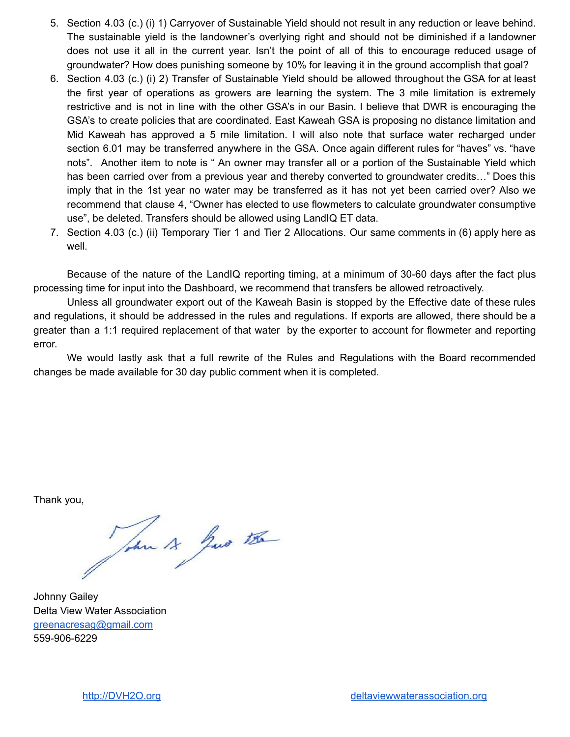5. Section 4.03 (c.) (i) 1) Carryover of Sustainable Yield should not result in any reduction or leave behind. The sustainable yield is the landowner's overlying right and should not be diminished if a landowner does not use it all in the current year. Isn't the point of all of this to encourage reduced usage of groundwater? How does punishing someone by 10% for leaving it in the ground accomplish that goal?
6. Section 4.03 (c.) (i) 2) Transfer of Sustainable Yield should be allowed throughout the GSA for at least the first year of operations as growers are learning the system. The 3 mile limitation is extremely restrictive and is not in line with the other GSA's in our Basin. I believe that DWR is encouraging the GSA's to create policies that are coordinated. East Kaweah GSA is proposing no distance limitation and Mid Kaweah has approved a 5 mile limitation. I will also note that surface water recharged under section 6.01 may be transferred anywhere in the GSA. Once again different rules for "haves" vs. "have nots". Another item to note is " An owner may transfer all or a portion of the Sustainable Yield which has been carried over from a previous year and thereby converted to groundwater credits…" Does this imply that in the 1st year no water may be transferred as it has not yet been carried over? Also we recommend that clause 4, "Owner has elected to use flowmeters to calculate groundwater consumptive use", be deleted. Transfers should be allowed using LandIQ ET data.
7. Section 4.03 (c.) (ii) Temporary Tier 1 and Tier 2 Allocations. Our same comments in (6) apply here as well.

Because of the nature of the LandIQ reporting timing, at a minimum of 30-60 days after the fact plus processing time for input into the Dashboard, we recommend that transfers be allowed retroactively.

Unless all groundwater export out of the Kaweah Basin is stopped by the Effective date of these rules and regulations, it should be addressed in the rules and regulations. If exports are allowed, there should be a greater than a 1:1 required replacement of that water by the exporter to account for flowmeter and reporting error.

We would lastly ask that a full rewrite of the Rules and Regulations with the Board recommended changes be made available for 30 day public comment when it is completed.

Thank you,

Johnny Gailey
Delta View Water Association
greenacresag@gmail.com
559-906-6229

http://DVH2O.org deltaviewwaterassociation.org